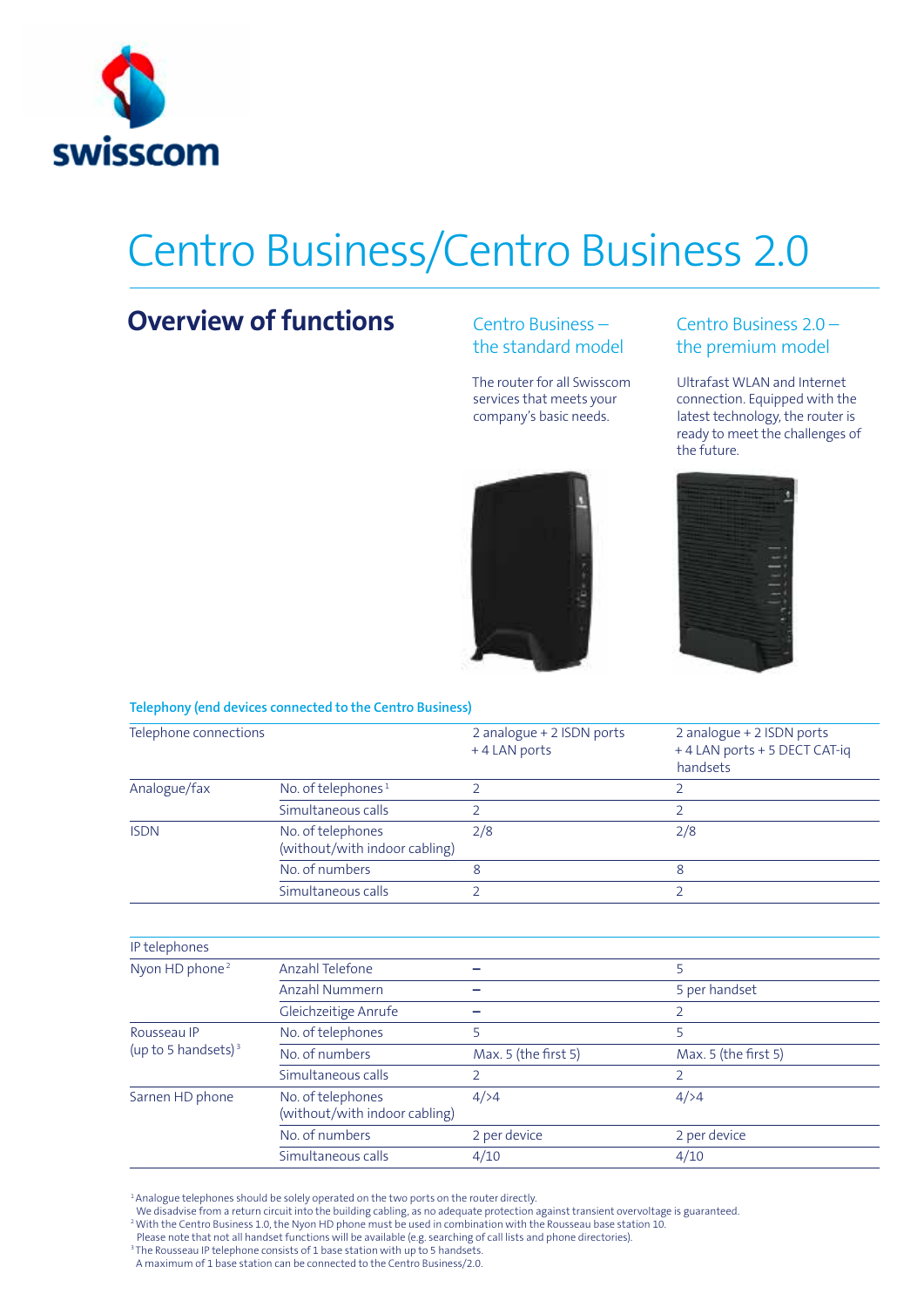# Centro Business/Centro Business 2.0

## Overview of functions

### Centro Business – the standard model

The router for all Swisscom services that meets your company's basic needs.

### Centro Business 2.0 – the premium model

Ultrafast WLAN and Internet connection. Equipped with the latest technology, the router is ready to meet the challenges of the future.

**Telephony (end devices connected to the Centro Business)**

| Telephone connections | | 2 analogue + 2 ISDN ports + 4 LAN ports | 2 analogue + 2 ISDN ports + 4 LAN ports + 5 DECT CAT-iq handsets |
|---|---|---|---|
| Analogue/fax | No. of telephones [1] | 2 | 2 |
| | Simultaneous calls | 2 | 2 |
| ISDN | No. of telephones (without/with indoor cabling) | 2/8 | 2/8 |
| | No. of numbers | 8 | 8 |
| | Simultaneous calls | 2 | 2 |

| IP telephones | | | |
|---|---|---|---|
| Nyon HD phone [2] | Anzahl Telefone | – | 5 |
| | Anzahl Nummern | – | 5 per handset |
| | Gleichzeitige Anrufe | – | 2 |
| Rousseau IP (up to 5 handsets) [3] | No. of telephones | 5 | 5 |
| | No. of numbers | Max. 5 (the first 5) | Max. 5 (the first 5) |
| | Simultaneous calls | 2 | 2 |
| Sarnen HD phone | No. of telephones (without/with indoor cabling) | 4/>4 | 4/>4 |
| | No. of numbers | 2 per device | 2 per device |
| | Simultaneous calls | 4/10 | 4/10 |

[1] Analogue telephones should be solely operated on the two ports on the router directly.
We disadvise from a return circuit into the building cabling, as no adequate protection against transient overvoltage is guaranteed.
[2] With the Centro Business 1.0, the Nyon HD phone must be used in combination with the Rousseau base station 10.
Please note that not all handset functions will be available (e.g. searching of call lists and phone directories).
[3] The Rousseau IP telephone consists of 1 base station with up to 5 handsets.
A maximum of 1 base station can be connected to the Centro Business/2.0.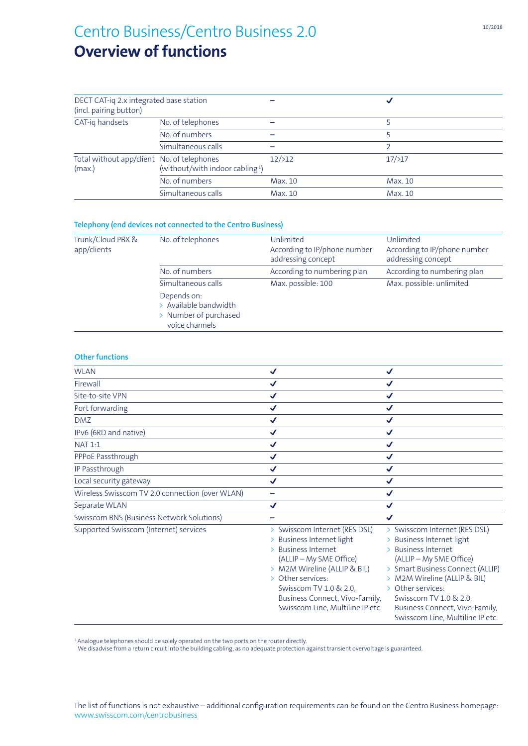# Centro Business/Centro Business 2.0

## Overview of functions

| | | | |
|---|---|---|---|
| DECT CAT-iq 2.x integrated base station (incl. pairing button) | | – | ✓ |
| CAT-iq handsets | No. of telephones | – | 5 |
| | No. of numbers | – | 5 |
| | Simultaneous calls | – | 2 |
| Total without app/client (max.) | No. of telephones (without/with indoor cabling[1]) | 12/>12 | 17/>17 |
| | No. of numbers | Max. 10 | Max. 10 |
| | Simultaneous calls | Max. 10 | Max. 10 |

### Telephony (end devices not connected to the Centro Business)

| | | | |
|---|---|---|---|
| Trunk/Cloud PBX & app/clients | No. of telephones | Unlimited<br>According to IP/phone number addressing concept | Unlimited<br>According to IP/phone number addressing concept |
| | No. of numbers | According to numbering plan | According to numbering plan |
| | Simultaneous calls | Max. possible: 100 | Max. possible: unlimited |
| | Depends on:<br>> Available bandwidth<br>> Number of purchased voice channels | | |

### Other functions

| | | |
|---|---|---|
| WLAN | ✓ | ✓ |
| Firewall | ✓ | ✓ |
| Site-to-site VPN | ✓ | ✓ |
| Port forwarding | ✓ | ✓ |
| DMZ | ✓ | ✓ |
| IPv6 (6RD and native) | ✓ | ✓ |
| NAT 1:1 | ✓ | ✓ |
| PPPoE Passthrough | ✓ | ✓ |
| IP Passthrough | ✓ | ✓ |
| Local security gateway | ✓ | ✓ |
| Wireless Swisscom TV 2.0 connection (over WLAN) | – | ✓ |
| Separate WLAN | ✓ | ✓ |
| Swisscom BNS (Business Network Solutions) | – | ✓ |
| Supported Swisscom (Internet) services | > Swisscom Internet (RES DSL)<br>> Business Internet light<br>> Business Internet (ALLIP – My SME Office)<br>> M2M Wireline (ALLIP & BIL)<br>> Other services: Swisscom TV 1.0 & 2.0, Business Connect, Vivo-Family, Swisscom Line, Multiline IP etc. | > Swisscom Internet (RES DSL)<br>> Business Internet light<br>> Business Internet (ALLIP – My SME Office)<br>> Smart Business Connect (ALLIP)<br>> M2M Wireline (ALLIP & BIL)<br>> Other services: Swisscom TV 1.0 & 2.0, Business Connect, Vivo-Family, Swisscom Line, Multiline IP etc. |

[1] Analogue telephones should be solely operated on the two ports on the router directly.
We disadvise from a return circuit into the building cabling, as no adequate protection against transient overvoltage is guaranteed.

The list of functions is not exhaustive – additional configuration requirements can be found on the Centro Business homepage:
www.swisscom.com/centrobusiness